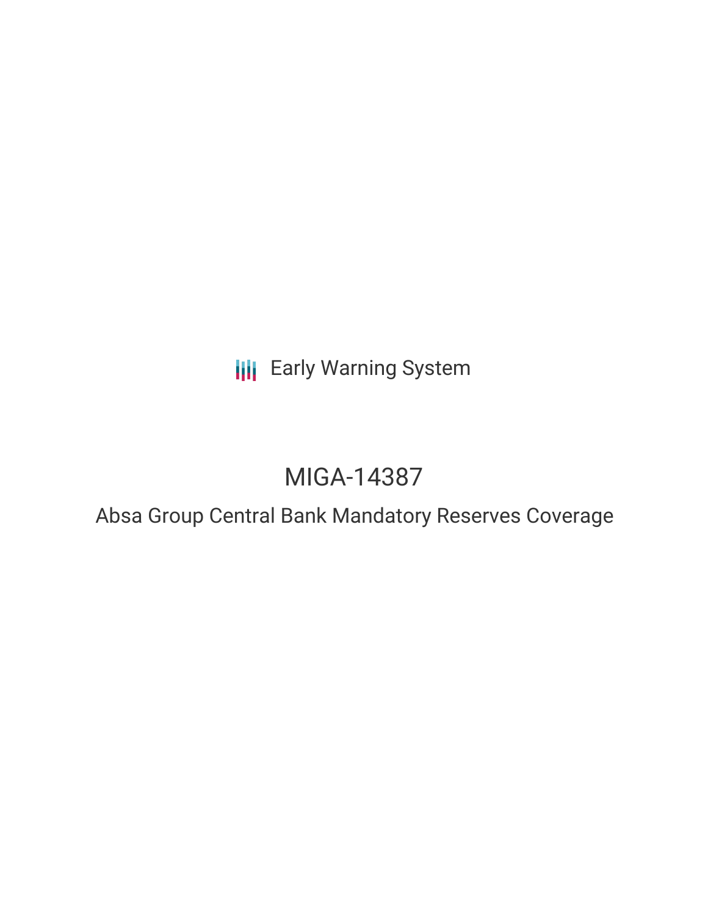Early Warning System

# MIGA-14387

## Absa Group Central Bank Mandatory Reserves Coverage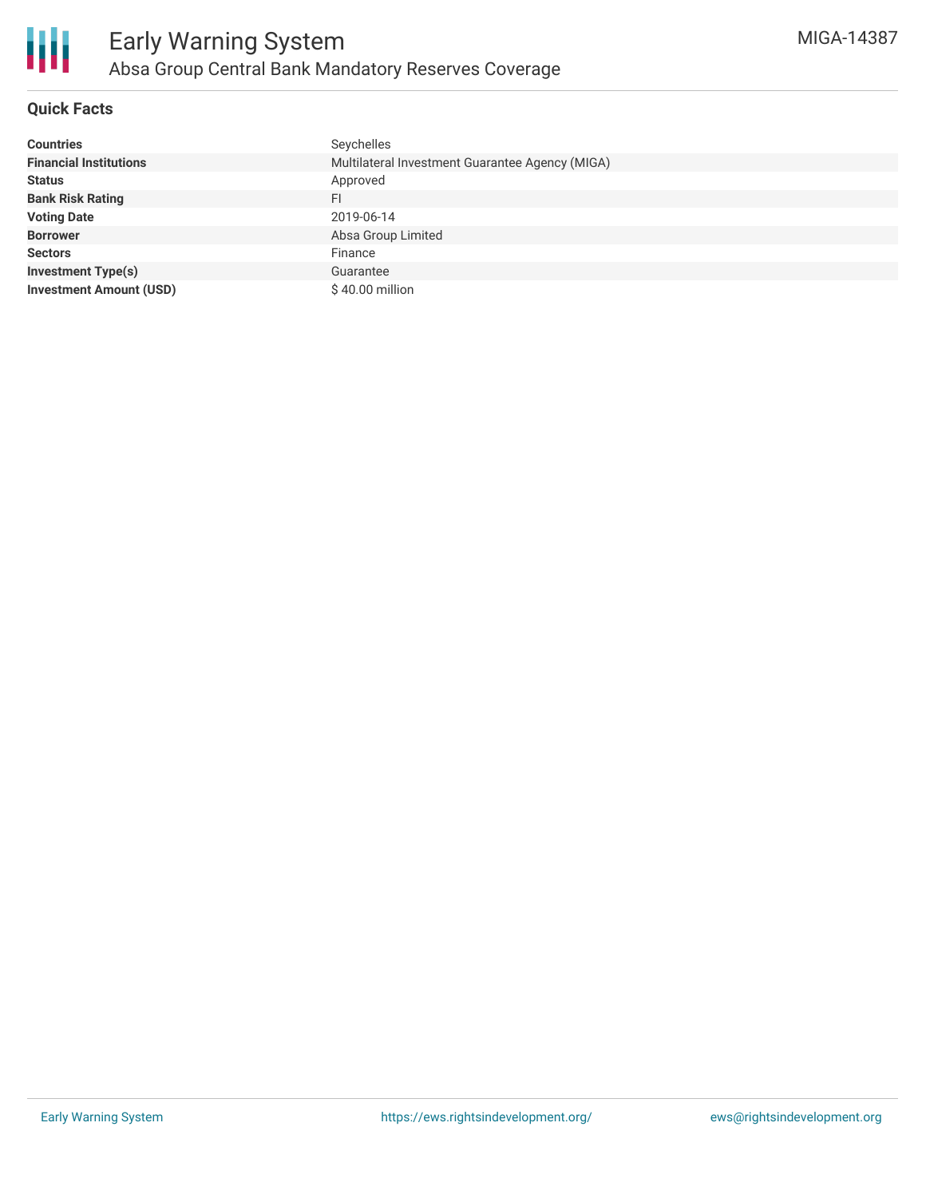# Early Warning System

## Absa Group Central Bank Mandatory Reserves Coverage

MIGA-14387

### Quick Facts

| | |
|---|---|
| **Countries** | Seychelles |
| **Financial Institutions** | Multilateral Investment Guarantee Agency (MIGA) |
| **Status** | Approved |
| **Bank Risk Rating** | FI |
| **Voting Date** | 2019-06-14 |
| **Borrower** | Absa Group Limited |
| **Sectors** | Finance |
| **Investment Type(s)** | Guarantee |
| **Investment Amount (USD)** | $ 40.00 million |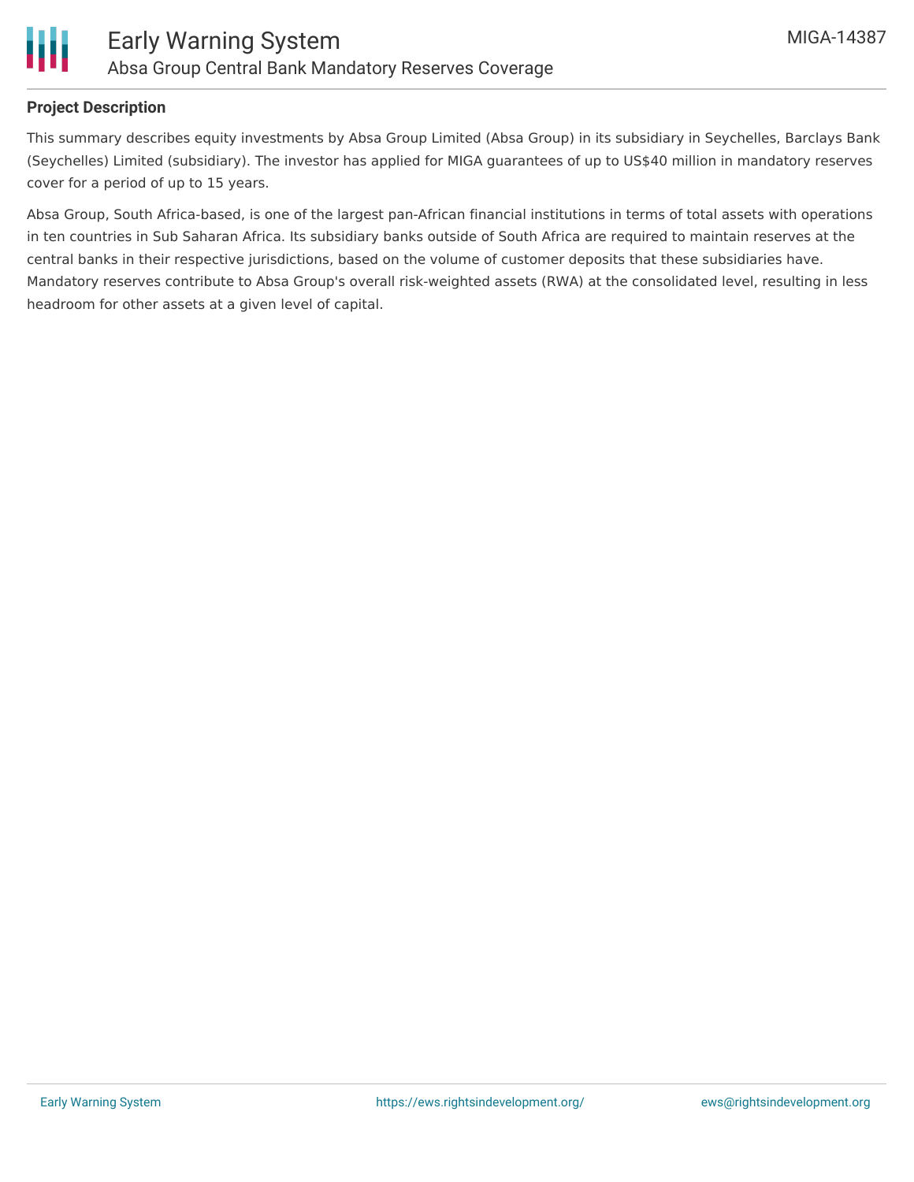## Project Description

This summary describes equity investments by Absa Group Limited (Absa Group) in its subsidiary in Seychelles, Barclays Bank (Seychelles) Limited (subsidiary). The investor has applied for MIGA guarantees of up to US$40 million in mandatory reserves cover for a period of up to 15 years.

Absa Group, South Africa-based, is one of the largest pan-African financial institutions in terms of total assets with operations in ten countries in Sub Saharan Africa. Its subsidiary banks outside of South Africa are required to maintain reserves at the central banks in their respective jurisdictions, based on the volume of customer deposits that these subsidiaries have. Mandatory reserves contribute to Absa Group's overall risk-weighted assets (RWA) at the consolidated level, resulting in less headroom for other assets at a given level of capital.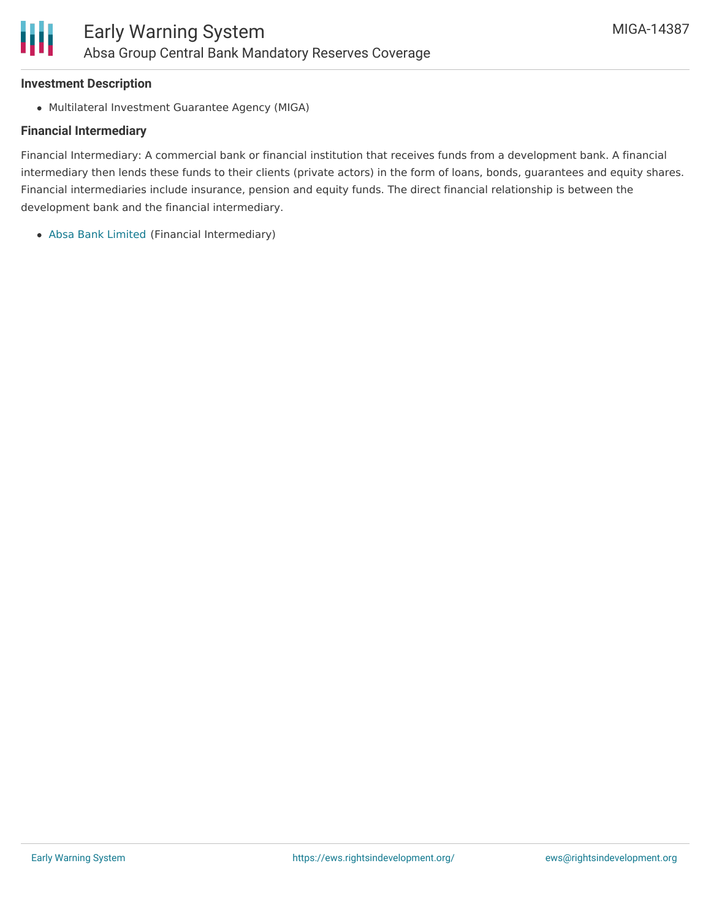**Investment Description**

- Multilateral Investment Guarantee Agency (MIGA)

**Financial Intermediary**

Financial Intermediary: A commercial bank or financial institution that receives funds from a development bank. A financial intermediary then lends these funds to their clients (private actors) in the form of loans, bonds, guarantees and equity shares. Financial intermediaries include insurance, pension and equity funds. The direct financial relationship is between the development bank and the financial intermediary.

- Absa Bank Limited (Financial Intermediary)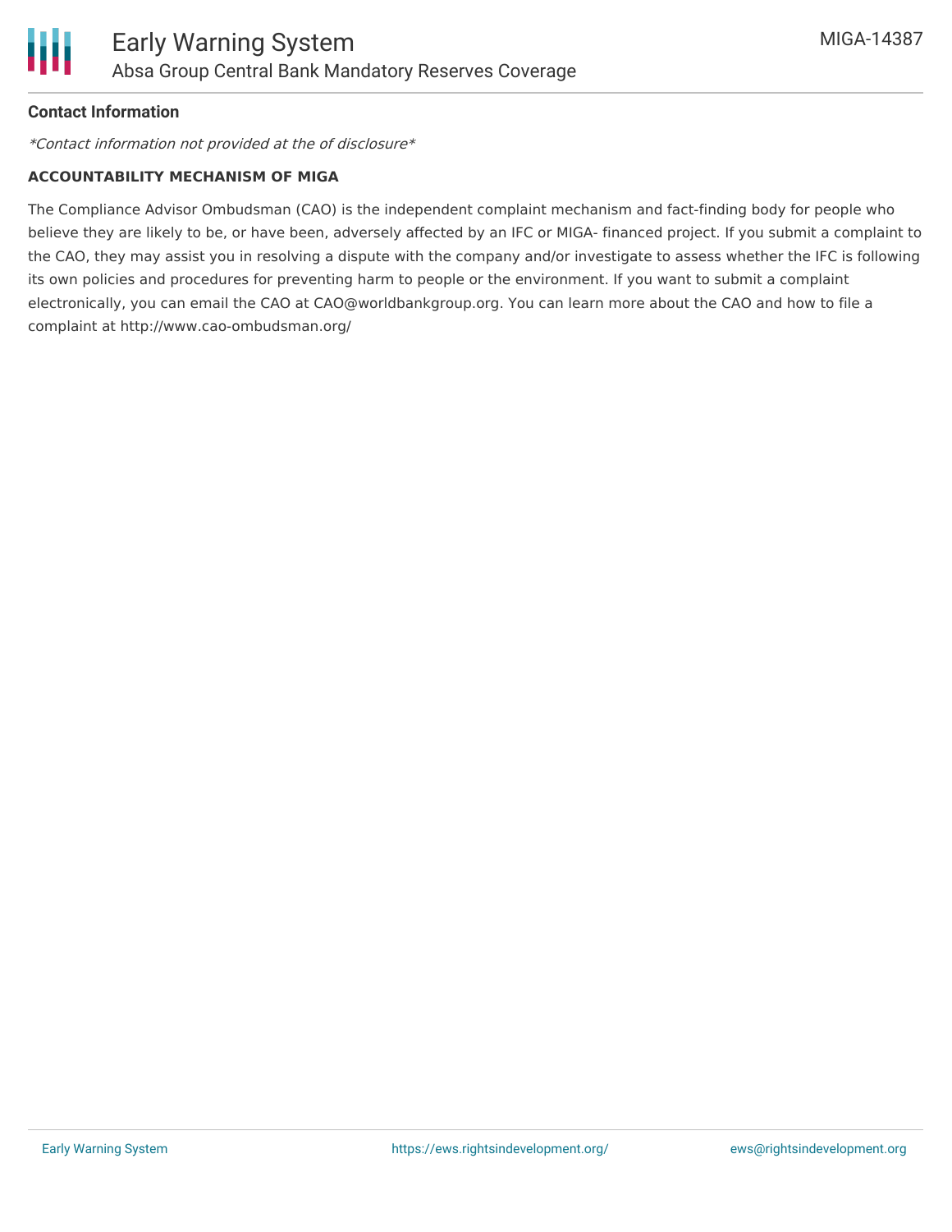### Contact Information

*Contact information not provided at the of disclosure*

**ACCOUNTABILITY MECHANISM OF MIGA**

The Compliance Advisor Ombudsman (CAO) is the independent complaint mechanism and fact-finding body for people who believe they are likely to be, or have been, adversely affected by an IFC or MIGA- financed project. If you submit a complaint to the CAO, they may assist you in resolving a dispute with the company and/or investigate to assess whether the IFC is following its own policies and procedures for preventing harm to people or the environment. If you want to submit a complaint electronically, you can email the CAO at CAO@worldbankgroup.org. You can learn more about the CAO and how to file a complaint at http://www.cao-ombudsman.org/